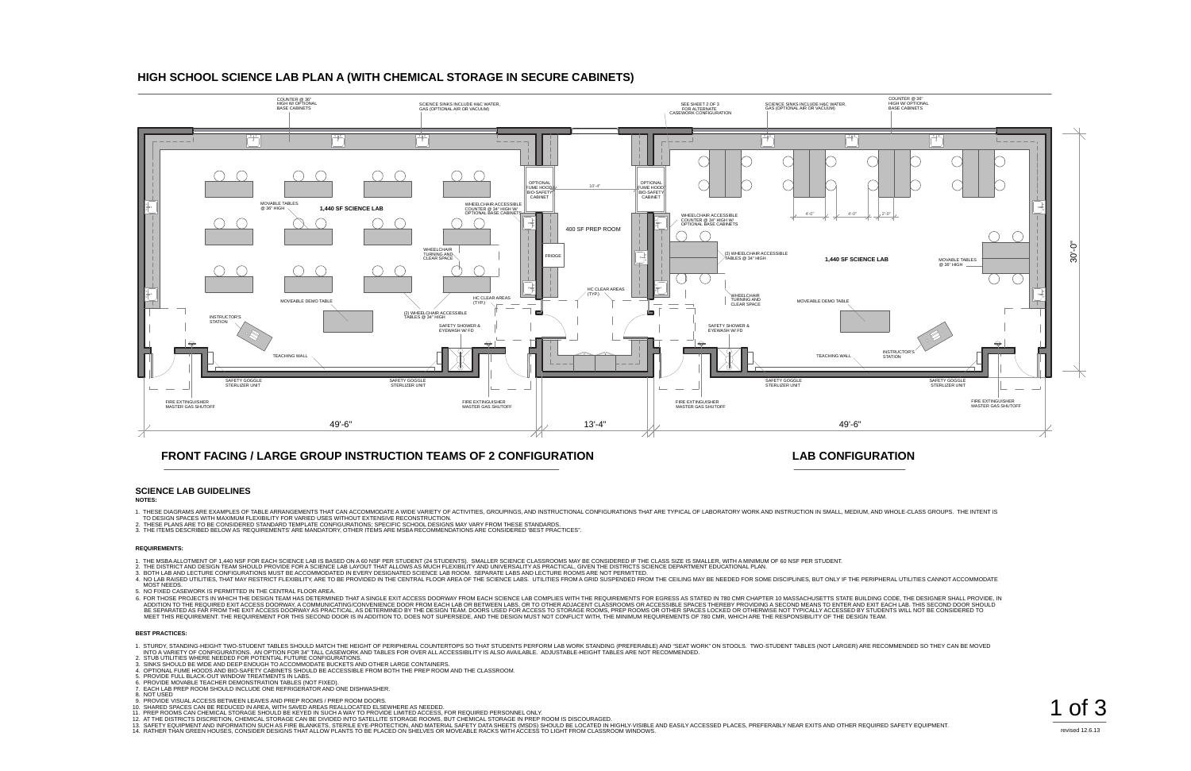# HIGH SCHOOL SCIENCE LAB PLAN A (WITH CHEMICAL STORAGE IN SECURE CABINETS)

COUNTER @ 36" HIGH W/ OPTIONAL BASE CABINETS

SCIENCE SINKS INCLUDE H&C WATER, GAS (OPTIONAL AIR OR VACUUM)

SEE SHEET 2 OF 3 FOR ALTERNATE CASEWORK CONFIGURATION

SCIENCE SINKS INCLUDE H&C WATER, GAS (OPTIONAL AIR OR VACUUM)

COUNTER @ 36" HIGH W/ OPTIONAL BASE CABINETS

OPTIONAL FUME HOOD/ BIO-SAFETY CABINET

10'-4"

OPTIONAL FUME HOOD/ BIO-SAFETY CABINET

MOVABLE TABLES @ 36" HIGH

1,440 SF SCIENCE LAB

WHEELCHAIR ACCESSIBLE COUNTER @ 34" HIGH W/ OPTIONAL BASE CABINETS

400 SF PREP ROOM

WHEELCHAIR ACCESSIBLE COUNTER @ 34" HIGH W/ OPTIONAL BASE CABINETS

4'-0" 4'-0" 2'-0"

WHEELCHAIR TURNING AND CLEAR SPACE

FRIDGE

(2) WHEELCHAIR ACCESSIBLE TABLES @ 34" HIGH

1,440 SF SCIENCE LAB

MOVABLE TABLES @ 36" HIGH

30'-0"

HC CLEAR AREAS (TYP.)

HC CLEAR AREAS (TYP.)

WHEELCHAIR TURNING AND CLEAR SPACE

MOVEABLE DEMO TABLE

MOVEABLE DEMO TABLE

(2) WHEELCHAIR ACCESSIBLE TABLES @ 34" HIGH

INSTRUCTOR'S STATION

SAFETY SHOWER & EYEWASH W/ FD

SAFETY SHOWER & EYEWASH W/ FD

TEACHING WALL

TEACHING WALL

INSTRUCTOR'S STATION

SAFETY GOGGLE STERLIZER UNIT

SAFETY GOGGLE STERLIZER UNIT

SAFETY GOGGLE STERLIZER UNIT

SAFETY GOGGLE STERLIZER UNIT

FIRE EXTINGUISHER MASTER GAS SHUTOFF

FIRE EXTINGUISHER MASTER GAS SHUTOFF

FIRE EXTINGUISHER MASTER GAS SHUTOFF

FIRE EXTINGUISHER MASTER GAS SHUTOFF

49'-6" 13'-4" 49'-6"

## FRONT FACING / LARGE GROUP INSTRUCTION TEAMS OF 2 CONFIGURATION

## LAB CONFIGURATION

## SCIENCE LAB GUIDELINES

**NOTES:**

1. THESE DIAGRAMS ARE EXAMPLES OF TABLE ARRANGEMENTS THAT CAN ACCOMMODATE A WIDE VARIETY OF ACTIVITIES, GROUPINGS, AND INSTRUCTIONAL CONFIGURATIONS THAT ARE TYPICAL OF LABORATORY WORK AND INSTRUCTION IN SMALL, MEDIUM, AND WHOLE-CLASS GROUPS. THE INTENT IS TO DESIGN SPACES WITH MAXIMUM FLEXIBILITY FOR VARIED USES WITHOUT EXTENSIVE RECONSTRUCTION.
2. THESE PLANS ARE TO BE CONSIDERED STANDARD TEMPLATE CONFIGURATIONS; SPECIFIC SCHOOL DESIGNS MAY VARY FROM THESE STANDARDS.
3. THE ITEMS DESCRIBED BELOW AS "REQUIREMENTS" ARE MANDATORY, OTHER ITEMS ARE MSBA RECOMMENDATIONS AND ARE CONSIDERED "BEST PRACTICES".

**REQUIREMENTS:**

1. THE MSBA ALLOTMENT OF 1,440 NSF FOR EACH SCIENCE LAB IS BASED ON A 60 NSF PER STUDENT (24 STUDENTS). SMALLER SCIENCE CLASSROOMS MAY BE CONSIDERED IF THE CLASS SIZE IS SMALLER, WITH A MINIMUM OF 60 NSF PER STUDENT.
2. THE DISTRICT AND DESIGN TEAM SHOULD PROVIDE FOR A SCIENCE LAB LAYOUT THAT ALLOWS AS MUCH FLEXIBILITY AND UNIVERSALITY AS PRACTICAL, GIVEN THE DISTRICTS SCIENCE DEPARTMENT EDUCATIONAL PLAN.
3. BOTH LAB AND LECTURE CONFIGURATIONS MUST BE ACCOMMODATED IN EVERY DESIGNATED SCIENCE LAB ROOM. SEPARATE LABS AND LECTURE ROOMS ARE NOT PERMITTED.
4. NO LAB RAISED UTILITIES, THAT MAY RESTRICT FLEXIBILITY, ARE TO BE PROVIDED IN THE CENTRAL FLOOR AREA OF THE SCIENCE LABS. UTILITIES FROM A GRID SUSPENDED FROM THE CEILING MAY BE NEEDED FOR SOME DISCIPLINES, BUT ONLY IF THE PERIPHERAL UTILITIES CANNOT ACCOMMODATE MOST NEEDS.
5. NO FIXED CASEWORK IS PERMITTED IN THE CENTRAL FLOOR AREA.
6. FOR THOSE PROJECTS IN WHICH THE DESIGN TEAM HAS DETERMINED THAT A SINGLE EXIT ACCESS DOORWAY FROM EACH SCIENCE LAB COMPLIES WITH THE REQUIREMENTS FOR EGRESS AS STATED IN 780 CMR CHAPTER 10 MASSACHUSETTS STATE BUILDING CODE, THE DESIGNER SHALL PROVIDE, IN ADDITION TO THE REQUIRED EXIT ACCESS DOORWAY, A COMMUNICATING/CONVENIENCE DOOR FROM EACH LAB OR BETWEEN LABS, OR TO OTHER ADJACENT CLASSROOMS OR ACCESSIBLE SPACES THEREBY PROVIDING A SECOND MEANS TO ENTER AND EXIT EACH LAB. THIS SECOND DOOR SHOULD BE SEPARATED AS FAR FROM THE EXIT ACCESS DOORWAY AS PRACTICAL, AS DETERMINED BY THE DESIGN TEAM. DOORS USED FOR ACCESS TO STORAGE ROOMS, PREP ROOMS OR OTHER SPACES LOCKED OR OTHERWISE NOT TYPICALLY ACCESSED BY STUDENTS WILL NOT BE CONSIDERED TO MEET THIS REQUIREMENT. THE REQUIREMENT FOR THIS SECOND DOOR IS IN ADDITION TO, DOES NOT SUPERSEDE, AND THE DESIGN MUST NOT CONFLICT WITH, THE MINIMUM REQUIREMENTS OF 780 CMR, WHICH ARE THE RESPONSIBILITY OF THE DESIGN TEAM.

**BEST PRACTICES:**

1. STURDY, STANDING-HEIGHT TWO-STUDENT TABLES SHOULD MATCH THE HEIGHT OF PERIPHERAL COUNTERTOPS SO THAT STUDENTS PERFORM LAB WORK STANDING (PREFERABLE) AND "SEAT WORK" ON STOOLS. TWO-STUDENT TABLES (NOT LARGER) ARE RECOMMENDED SO THEY CAN BE MOVED INTO A VARIETY OF CONFIGURATIONS. AN OPTION FOR 34" TALL CASEWORK AND TABLES FOR OVER ALL ACCESSIBILITY IS ALSO AVAILABLE. ADJUSTABLE-HEIGHT TABLES ARE NOT RECOMMENDED.
2. STUB UTILITIES WHERE NEEDED FOR POTENTIAL FUTURE CONFIGURATIONS.
3. SINKS SHOULD BE WIDE AND DEEP ENOUGH TO ACCOMMODATE BUCKETS AND OTHER LARGE CONTAINERS.
4. OPTIONAL FUME HOODS AND BIO-SAFETY CABINETS SHOULD BE ACCESSIBLE FROM BOTH THE PREP ROOM AND THE CLASSROOM.
5. PROVIDE FULL BLACK-OUT WINDOW TREATMENTS IN LABS.
6. PROVIDE MOVABLE TEACHER DEMONSTRATION TABLES (NOT FIXED).
7. EACH LAB PREP ROOM SHOULD INCLUDE ONE REFRIGERATOR AND ONE DISHWASHER.
8. NOT USED
9. PROVIDE VISUAL ACCESS BETWEEN LEAVES AND PREP ROOMS / PREP ROOM DOORS.
10. SHARED SPACES CAN BE REDUCED IN AREA, WITH SAVED AREAS REALLOCATED ELSEWHERE AS NEEDED.
11. PREP ROOMS CAN CHEMICAL STORAGE SHOULD BE KEYED IN SUCH A WAY TO PROVIDE LIMITED ACCESS, FOR REQUIRED PERSONNEL ONLY.
12. AT THE DISTRICTS DISCRETION, CHEMICAL STORAGE CAN BE DIVIDED INTO SATELLITE STORAGE ROOMS, BUT CHEMICAL STORAGE IN PREP ROOM IS DISCOURAGED.
13. SAFETY EQUIPMENT AND INFORMATION SUCH AS FIRE BLANKETS, STERILE EYE-PROTECTION, AND MATERIAL SAFETY DATA SHEETS (MSDS) SHOULD BE LOCATED IN HIGHLY-VISIBLE AND EASILY ACCESSED PLACES, PREFERABLY NEAR EXITS AND OTHER REQUIRED SAFETY EQUIPMENT.
14. RATHER THAN GREEN HOUSES, CONSIDER DESIGNS THAT ALLOW PLANTS TO BE PLACED ON SHELVES OR MOVEABLE RACKS WITH ACCESS TO LIGHT FROM CLASSROOM WINDOWS.

revised 12.6.13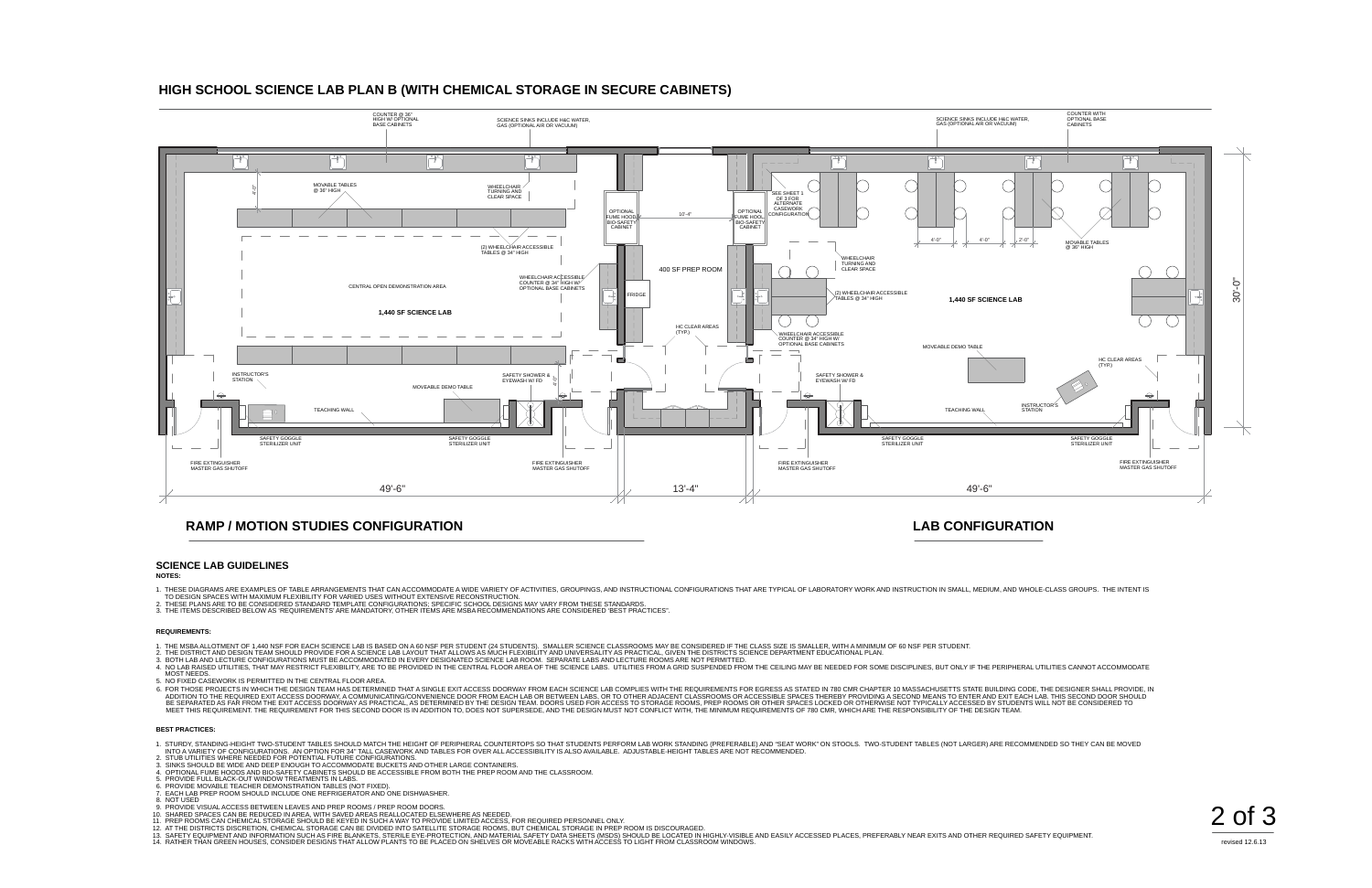# HIGH SCHOOL SCIENCE LAB PLAN B (WITH CHEMICAL STORAGE IN SECURE CABINETS)

COUNTER @ 36" HIGH W/ OPTIONAL BASE CABINETS

SCIENCE SINKS INCLUDE H&C WATER, GAS (OPTIONAL AIR OR VACUUM)

MOVABLE TABLES @ 36" HIGH

WHEELCHAIR TURNING AND CLEAR SPACE

(2) WHEELCHAIR ACCESSIBLE TABLES @ 34" HIGH

CENTRAL OPEN DEMONSTRATION AREA

1,440 SF SCIENCE LAB

WHEELCHAIR ACCESSIBLE COUNTER @ 34" HIGH W/ OPTIONAL BASE CABINETS

INSTRUCTOR'S STATION

MOVEABLE DEMO TABLE

SAFETY SHOWER & EYEWASH W/ FD

TEACHING WALL

SAFETY GOGGLE STERILIZER UNIT

FIRE EXTINGUISHER MASTER GAS SHUTOFF

49'-6"

OPTIONAL FUME HOOD/ BIO-SAFETY CABINET

10'-4"

400 SF PREP ROOM

FRIDGE

HC CLEAR AREAS (TYP.)

13'-4"

SEE SHEET 3 OF 3 FOR ALTERNATE CASEWORK CONFIGURATION

COUNTER WITH OPTIONAL BASE CABINETS

4'-0" 4'-0" 2'-0"

1,440 SF SCIENCE LAB

MOVEABLE DEMO TABLE

INSTRUCTOR'S STATION

30'-0"

## RAMP / MOTION STUDIES CONFIGURATION

## LAB CONFIGURATION

## SCIENCE LAB GUIDELINES

**NOTES:**

1. THESE DIAGRAMS ARE EXAMPLES OF TABLE ARRANGEMENTS THAT CAN ACCOMMODATE A WIDE VARIETY OF ACTIVITIES, GROUPINGS, AND INSTRUCTIONAL CONFIGURATIONS THAT ARE TYPICAL OF LABORATORY WORK AND INSTRUCTION IN SMALL, MEDIUM, AND WHOLE-CLASS GROUPS. THE INTENT IS TO DESIGN SPACES WITH MAXIMUM FLEXIBILITY FOR VARIED USES WITHOUT EXTENSIVE RECONSTRUCTION.
2. THESE PLANS ARE TO BE CONSIDERED STANDARD TEMPLATE CONFIGURATIONS; SPECIFIC SCHOOL DESIGNS MAY VARY FROM THESE STANDARDS.
3. THE ITEMS DESCRIBED BELOW AS 'REQUIREMENTS' ARE MANDATORY, OTHER ITEMS ARE MSBA RECOMMENDATIONS ARE CONSIDERED 'BEST PRACTICES".

**REQUIREMENTS:**

1. THE MSBA ALLOTMENT OF 1,440 NSF FOR EACH SCIENCE LAB IS BASED ON A 60 NSF PER STUDENT (24 STUDENTS). SMALLER SCIENCE CLASSROOMS MAY BE CONSIDERED IF THE CLASS SIZE IS SMALLER, WITH A MINIMUM OF 60 NSF PER STUDENT.
2. THE DISTRICT AND DESIGN TEAM SHOULD PROVIDE FOR A SCIENCE LAB LAYOUT THAT ALLOWS AS MUCH FLEXIBILITY AND UNIVERSALITY AS PRACTICAL, GIVEN THE DISTRICTS SCIENCE DEPARTMENT EDUCATIONAL PLAN.
3. BOTH LAB AND LECTURE CONFIGURATIONS MUST BE ACCOMMODATED IN EVERY DESIGNATED SCIENCE LAB ROOM. SEPARATE LABS AND LECTURE ROOMS ARE NOT PERMITTED.
4. NO LAB RAISED UTILITIES, THAT MAY RESTRICT FLEXIBILITY, ARE TO BE PROVIDED IN THE CENTRAL FLOOR AREA OF THE SCIENCE LABS. UTILITIES FROM A GRID SUSPENDED FROM THE CEILING MAY BE NEEDED FOR SOME DISCIPLINES, BUT ONLY IF THE PERIPHERAL UTILITIES CANNOT ACCOMMODATE MOST NEEDS.
5. NO FIXED CASEWORK IS PERMITTED IN THE CENTRAL FLOOR AREA.
6. FOR THOSE PROJECTS IN WHICH THE DESIGN TEAM HAS DETERMINED THAT A SINGLE EXIT ACCESS DOORWAY FROM EACH SCIENCE LAB COMPLIES WITH THE REQUIREMENTS FOR EGRESS AS STATED IN 780 CMR CHAPTER 10 MASSACHUSETTS STATE BUILDING CODE, THE DESIGNER SHALL PROVIDE, IN ADDITION TO THE REQUIRED EXIT ACCESS DOORWAY, A COMMUNICATING/CONVENIENCE DOOR FROM EACH LAB OR BETWEEN LABS, OR TO OTHER ADJACENT CLASSROOMS OR ACCESSIBLE SPACES THEREBY PROVIDING A SECOND MEANS TO ENTER AND EXIT EACH LAB. THIS SECOND DOOR SHOULD BE SEPARATED AS FAR FROM THE EXIT ACCESS DOORWAY AS PRACTICAL, AS DETERMINED BY THE DESIGN TEAM. DOORS USED FOR ACCESS TO STORAGE ROOMS, PREP ROOMS OR OTHER SPACES LOCKED OR OTHERWISE NOT TYPICALLY ACCESSED BY STUDENTS WILL NOT BE CONSIDERED TO MEET THIS REQUIREMENT. THE REQUIREMENT FOR THIS SECOND DOOR IS IN ADDITION TO, DOES NOT SUPERSEDE, AND THE DESIGN MUST NOT CONFLICT WITH, THE MINIMUM REQUIREMENTS OF 780 CMR, WHICH ARE THE RESPONSIBILITY OF THE DESIGN TEAM.

**BEST PRACTICES:**

1. STURDY, STANDING-HEIGHT TWO-STUDENT TABLES SHOULD MATCH THE HEIGHT OF PERIPHERAL COUNTERTOPS SO THAT STUDENTS PERFORM LAB WORK STANDING (PREFERABLE) AND "SEAT WORK" ON STOOLS. TWO-STUDENT TABLES (NOT LARGER) ARE RECOMMENDED SO THEY CAN BE MOVED INTO A VARIETY OF CONFIGURATIONS. AN OPTION FOR 34" TALL CASEWORK AND TABLES FOR OVER ALL ACCESSIBILITY IS ALSO AVAILABLE. ADJUSTABLE-HEIGHT TABLES ARE NOT RECOMMENDED.
2. STUB UTILITIES WHERE NEEDED FOR POTENTIAL FUTURE CONFIGURATIONS.
3. SINKS SHOULD BE WIDE AND DEEP ENOUGH TO ACCOMMODATE BUCKETS AND OTHER LARGE CONTAINERS.
4. OPTIONAL FUME HOODS AND BIO-SAFETY CABINETS SHOULD BE ACCESSIBLE FROM BOTH THE PREP ROOM AND THE CLASSROOM.
5. PROVIDE FULL BLACK-OUT WINDOW TREATMENTS IN LABS.
6. PROVIDE MOVABLE TEACHER DEMONSTRATION TABLES (NOT FIXED).
7. EACH LAB PREP ROOM SHOULD INCLUDE ONE REFRIGERATOR AND ONE DISHWASHER.
8. NOT USED
9. PROVIDE VISUAL ACCESS BETWEEN LEAVES AND PREP ROOMS / PREP ROOM DOORS.
10. SHARED SPACES CAN BE REDUCED IN AREA, WITH SAVED AREAS REALLOCATED ELSEWHERE AS NEEDED.
11. PREP ROOMS CAN CHEMICAL STORAGE SHOULD BE KEYED IN SUCH A WAY TO PROVIDE LIMITED ACCESS, FOR REQUIRED PERSONNEL ONLY.
12. AT THE DISTRICTS DISCRETION, CHEMICAL STORAGE CAN BE DIVIDED INTO SATELLITE STORAGE ROOMS, BUT CHEMICAL STORAGE IN PREP ROOM IS DISCOURAGED.
13. SAFETY EQUIPMENT AND INFORMATION SUCH AS FIRE BLANKETS, STERILE EYE-PROTECTION, AND MATERIAL SAFETY DATA SHEETS (MSDS) SHOULD BE LOCATED IN HIGHLY-VISIBLE AND EASILY ACCESSED PLACES, PREFERABLY NEAR EXITS AND OTHER REQUIRED SAFETY EQUIPMENT.
14. RATHER THAN GREEN HOUSES, CONSIDER DESIGNS THAT ALLOW PLANTS TO BE PLACED ON SHELVES OR MOVEABLE RACKS WITH ACCESS TO LIGHT FROM CLASSROOM WINDOWS.

revised 12.6.13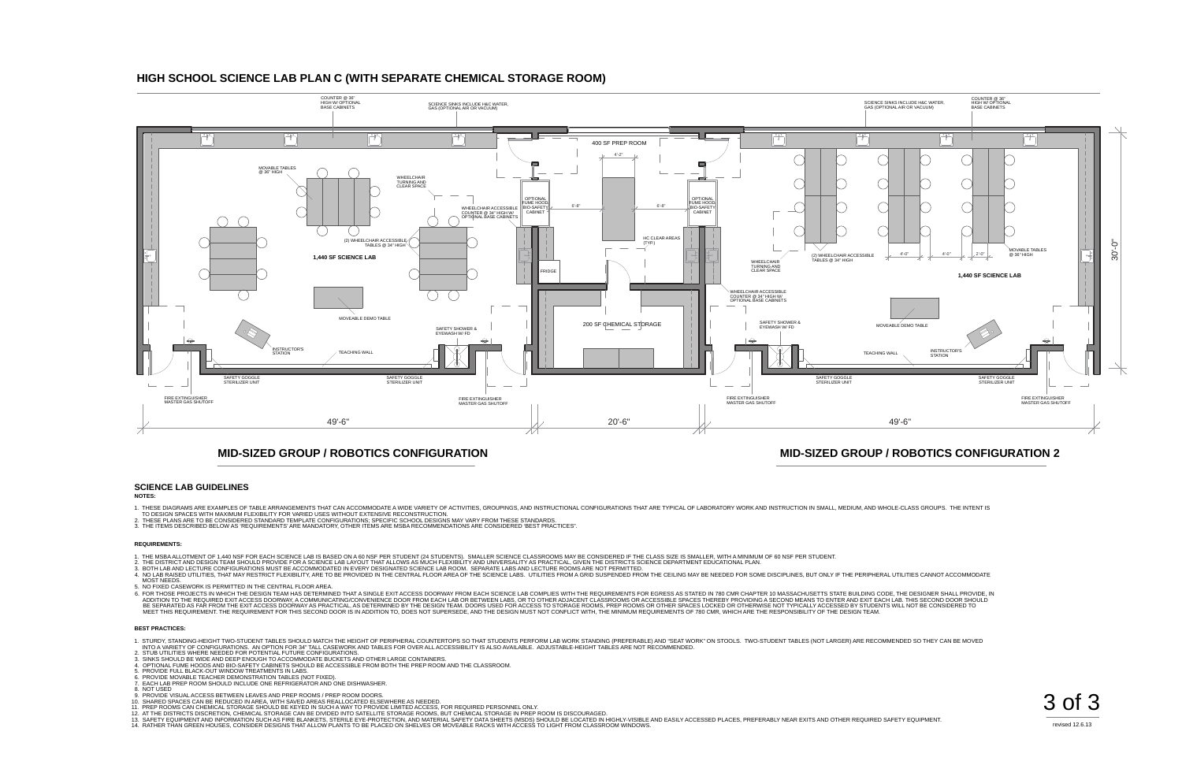# HIGH SCHOOL SCIENCE LAB PLAN C (WITH SEPARATE CHEMICAL STORAGE ROOM)

COUNTER @ 36" HIGH W/ OPTIONAL BASE CABINETS

SCIENCE SINKS INCLUDE H&C WATER, GAS (OPTIONAL AIR OR VACUUM)

400 SF PREP ROOM

4'-2"

MOVABLE TABLES @ 36" HIGH

WHEELCHAIR TURNING AND CLEAR SPACE

WHEELCHAIR ACCESSIBLE COUNTER @ 34" HIGH W/ OPTIONAL BASE CABINETS

OPTIONAL FUME HOOD/ BIO-SAFETY CABINET

6'-8"

6'-8"

OPTIONAL FUME HOOD/ BIO-SAFETY CABINET

(2) WHEELCHAIR ACCESSIBLE TABLES @ 34" HIGH

1,440 SF SCIENCE LAB

HC CLEAR AREAS (TYP.)

FRIDGE

MOVEABLE DEMO TABLE

200 SF CHEMICAL STORAGE

SAFETY SHOWER & EYEWASH W/ FD

INSTRUCTOR'S STATION

TEACHING WALL

SAFETY GOGGLE STERILIZER UNIT

FIRE EXTINGUISHER MASTER GAS SHUTOFF

49'-6"

20'-6"

49'-6"

30'-0"

4'-0"

4'-0"

2'-0"

## MID-SIZED GROUP / ROBOTICS CONFIGURATION

## MID-SIZED GROUP / ROBOTICS CONFIGURATION 2

## SCIENCE LAB GUIDELINES

**NOTES:**

1. THESE DIAGRAMS ARE EXAMPLES OF TABLE ARRANGEMENTS THAT CAN ACCOMMODATE A WIDE VARIETY OF ACTIVITIES, GROUPINGS, AND INSTRUCTIONAL CONFIGURATIONS THAT ARE TYPICAL OF LABORATORY WORK AND INSTRUCTION IN SMALL, MEDIUM, AND WHOLE-CLASS GROUPS. THE INTENT IS TO DESIGN SPACES WITH MAXIMUM FLEXIBILITY FOR VARIED USES WITHOUT EXTENSIVE RECONSTRUCTION.
2. THESE PLANS ARE TO BE CONSIDERED STANDARD TEMPLATE CONFIGURATIONS; SPECIFIC SCHOOL DESIGNS MAY VARY FROM THESE STANDARDS.
3. THE ITEMS DESCRIBED BELOW AS "REQUIREMENTS" ARE MANDATORY, OTHER ITEMS ARE MSBA RECOMMENDATIONS ARE CONSIDERED "BEST PRACTICES".

**REQUIREMENTS:**

1. THE MSBA ALLOTMENT OF 1,440 NSF FOR EACH SCIENCE LAB IS BASED ON A 60 NSF PER STUDENT (24 STUDENTS). SMALLER SCIENCE CLASSROOMS MAY BE CONSIDERED IF THE CLASS SIZE IS SMALLER, WITH A MINIMUM OF 60 NSF PER STUDENT.
2. THE DISTRICT AND DESIGN TEAM SHOULD PROVIDE FOR A SCIENCE LAB LAYOUT THAT ALLOWS AS MUCH FLEXIBILITY AND UNIVERSALITY AS PRACTICAL, GIVEN THE DISTRICTS SCIENCE DEPARTMENT EDUCATIONAL PLAN.
3. BOTH LAB AND LECTURE CONFIGURATIONS MUST BE ACCOMMODATED IN EVERY DESIGNATED SCIENCE LAB ROOM. SEPARATE LABS AND LECTURE ROOMS ARE NOT PERMITTED.
4. NO LAB RAISED UTILITIES, THAT MAY RESTRICT FLEXIBILITY, ARE TO BE PROVIDED IN THE CENTRAL FLOOR AREA OF THE SCIENCE LABS. UTILITIES FROM A GRID SUSPENDED FROM THE CEILING MAY BE NEEDED FOR SOME DISCIPLINES, BUT ONLY IF THE PERIPHERAL UTILITIES CANNOT ACCOMMODATE MOST NEEDS.
5. NO FIXED CASEWORK IS PERMITTED IN THE CENTRAL FLOOR AREA.
6. FOR THOSE PROJECTS IN WHICH THE DESIGN TEAM HAS DETERMINED THAT A SINGLE EXIT ACCESS DOORWAY FROM EACH SCIENCE LAB COMPLIES WITH THE REQUIREMENTS FOR EGRESS AS STATED IN 780 CMR CHAPTER 10 MASSACHUSETTS STATE BUILDING CODE, THE DESIGNER SHALL PROVIDE, IN ADDITION TO THE REQUIRED EXIT ACCESS DOORWAY, A COMMUNICATING/CONVENIENCE DOOR FROM EACH LAB OR BETWEEN LABS, OR TO OTHER ADJACENT CLASSROOMS OR ACCESSIBLE SPACES THEREBY PROVIDING A SECOND MEANS TO ENTER AND EXIT EACH LAB. THIS SECOND DOOR SHOULD BE SEPARATED AS FAR FROM THE EXIT ACCESS DOORWAY AS PRACTICAL, AS DETERMINED BY THE DESIGN TEAM. DOORS USED FOR ACCESS TO STORAGE ROOMS, PREP ROOMS OR OTHER SPACES LOCKED OR OTHERWISE NOT TYPICALLY ACCESSED BY STUDENTS WILL NOT BE CONSIDERED TO MEET THIS REQUIREMENT. THE REQUIREMENT FOR THIS SECOND DOOR IS IN ADDITION TO, DOES NOT SUPERSEDE, AND THE DESIGN MUST NOT CONFLICT WITH, THE MINIMUM REQUIREMENTS OF 780 CMR, WHICH ARE THE RESPONSIBILITY OF THE DESIGN TEAM.

**BEST PRACTICES:**

1. STURDY, STANDING-HEIGHT TWO-STUDENT TABLES SHOULD MATCH THE HEIGHT OF PERIPHERAL COUNTERTOPS SO THAT STUDENTS PERFORM LAB WORK STANDING (PREFERABLE) AND "SEAT WORK" ON STOOLS. TWO-STUDENT TABLES (NOT LARGER) ARE RECOMMENDED SO THEY CAN BE MOVED INTO A VARIETY OF CONFIGURATIONS. AN OPTION FOR 34" TALL CASEWORK AND TABLES FOR OVER ALL ACCESSIBILITY IS ALSO AVAILABLE. ADJUSTABLE-HEIGHT TABLES ARE NOT RECOMMENDED.
2. STUB UTILITIES WHERE NEEDED FOR POTENTIAL FUTURE CONFIGURATIONS.
3. SINKS SHOULD BE WIDE AND DEEP ENOUGH TO ACCOMMODATE BUCKETS AND OTHER LARGE CONTAINERS.
4. OPTIONAL FUME HOODS AND BIO-SAFETY CABINETS SHOULD BE ACCESSIBLE FROM BOTH THE PREP ROOM AND THE CLASSROOM.
5. PROVIDE FULL BLACK-OUT WINDOW TREATMENTS IN LABS.
6. PROVIDE MOVABLE TEACHER DEMONSTRATION TABLES (NOT FIXED).
7. EACH LAB PREP ROOM SHOULD INCLUDE ONE REFRIGERATOR AND ONE DISHWASHER.
8. NOT USED
9. PROVIDE VISUAL ACCESS BETWEEN LEAVES AND PREP ROOMS / PREP ROOM DOORS.
10. SHARED SPACES CAN BE REDUCED IN AREA, WITH SAVED AREAS REALLOCATED ELSEWHERE AS NEEDED.
11. PREP ROOMS CAN CHEMICAL STORAGE SHOULD BE KEYED IN SUCH A WAY TO PROVIDE LIMITED ACCESS, FOR REQUIRED PERSONNEL ONLY.
12. AT THE DISTRICTS DISCRETION, CHEMICAL STORAGE CAN BE DIVIDED INTO SATELLITE STORAGE ROOMS, BUT CHEMICAL STORAGE IN PREP ROOM IS DISCOURAGED.
13. SAFETY EQUIPMENT AND INFORMATION SUCH AS FIRE BLANKETS, STERILE EYE-PROTECTION, AND MATERIAL SAFETY DATA SHEETS (MSDS) SHOULD BE LOCATED IN HIGHLY-VISIBLE AND EASILY ACCESSED PLACES, PREFERABLY NEAR EXITS AND OTHER REQUIRED SAFETY EQUIPMENT.
14. RATHER THAN GREEN HOUSES, CONSIDER DESIGNS THAT ALLOW PLANTS TO BE PLACED ON SHELVES OR MOVEABLE RACKS WITH ACCESS TO LIGHT FROM CLASSROOM WINDOWS.

revised 12.6.13